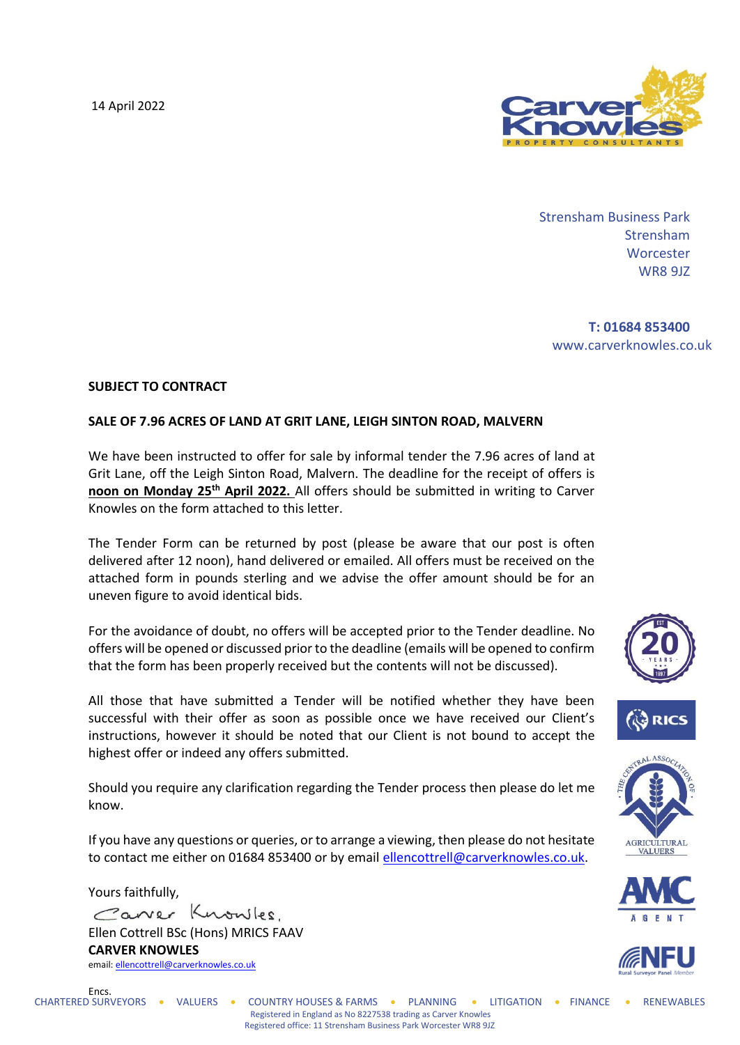14 April 2022

Strensham Business Park
Strensham
Worcester
WR8 9JZ

**T: 01684 853400**
www.carverknowles.co.uk

**SUBJECT TO CONTRACT**

**SALE OF 7.96 ACRES OF LAND AT GRIT LANE, LEIGH SINTON ROAD, MALVERN**

We have been instructed to offer for sale by informal tender the 7.96 acres of land at Grit Lane, off the Leigh Sinton Road, Malvern. The deadline for the receipt of offers is **noon on Monday 25th April 2022.** All offers should be submitted in writing to Carver Knowles on the form attached to this letter.

The Tender Form can be returned by post (please be aware that our post is often delivered after 12 noon), hand delivered or emailed. All offers must be received on the attached form in pounds sterling and we advise the offer amount should be for an uneven figure to avoid identical bids.

For the avoidance of doubt, no offers will be accepted prior to the Tender deadline. No offers will be opened or discussed prior to the deadline (emails will be opened to confirm that the form has been properly received but the contents will not be discussed).

All those that have submitted a Tender will be notified whether they have been successful with their offer as soon as possible once we have received our Client's instructions, however it should be noted that our Client is not bound to accept the highest offer or indeed any offers submitted.

Should you require any clarification regarding the Tender process then please do let me know.

If you have any questions or queries, or to arrange a viewing, then please do not hesitate to contact me either on 01684 853400 or by email ellencottrell@carverknowles.co.uk.

Yours faithfully,

Carver Knowles.

Ellen Cottrell BSc (Hons) MRICS FAAV
**CARVER KNOWLES**
email: ellencottrell@carverknowles.co.uk

Encs.

CHARTERED SURVEYORS • VALUERS • COUNTRY HOUSES & FARMS • PLANNING • LITIGATION • FINANCE • RENEWABLES

Registered in England as No 8227538 trading as Carver Knowles
Registered office: 11 Strensham Business Park Worcester WR8 9JZ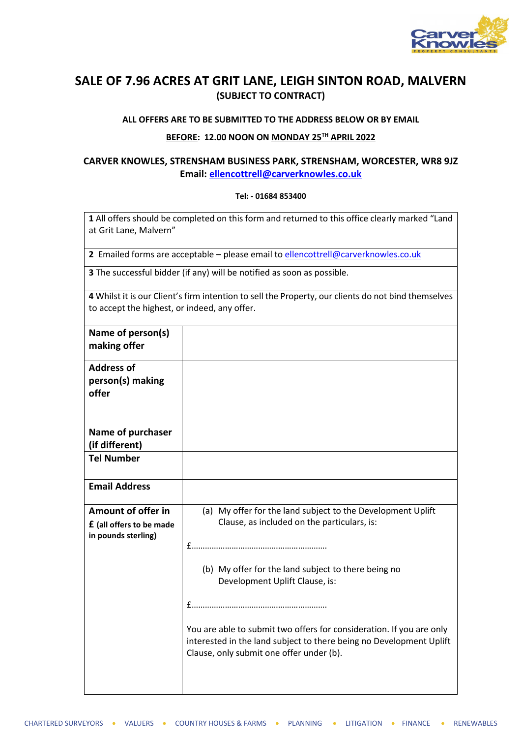# SALE OF 7.96 ACRES AT GRIT LANE, LEIGH SINTON ROAD, MALVERN

**(SUBJECT TO CONTRACT)**

**ALL OFFERS ARE TO BE SUBMITTED TO THE ADDRESS BELOW OR BY EMAIL**

**BEFORE: 12.00 NOON ON MONDAY 25TH APRIL 2022**

**CARVER KNOWLES, STRENSHAM BUSINESS PARK, STRENSHAM, WORCESTER, WR8 9JZ**
**Email: ellencottrell@carverknowles.co.uk**

**Tel: - 01684 853400**

| | |
|---|---|
| **1** All offers should be completed on this form and returned to this office clearly marked "Land at Grit Lane, Malvern" | |
| **2** Emailed forms are acceptable – please email to ellencottrell@carverknowles.co.uk | |
| **3** The successful bidder (if any) will be notified as soon as possible. | |
| **4** Whilst it is our Client's firm intention to sell the Property, our clients do not bind themselves to accept the highest, or indeed, any offer. | |
| **Name of person(s) making offer** | |
| **Address of person(s) making offer**<br><br>**Name of purchaser (if different)** | |
| **Tel Number** | |
| **Email Address** | |
| **Amount of offer in £** (all offers to be made in pounds sterling) | (a) My offer for the land subject to the Development Uplift Clause, as included on the particulars, is:<br><br>£……………………………………………………<br><br>(b) My offer for the land subject to there being no Development Uplift Clause, is:<br><br>£……………………………………………………<br><br>You are able to submit two offers for consideration. If you are only interested in the land subject to there being no Development Uplift Clause, only submit one offer under (b). |

CHARTERED SURVEYORS • VALUERS • COUNTRY HOUSES & FARMS • PLANNING • LITIGATION • FINANCE • RENEWABLES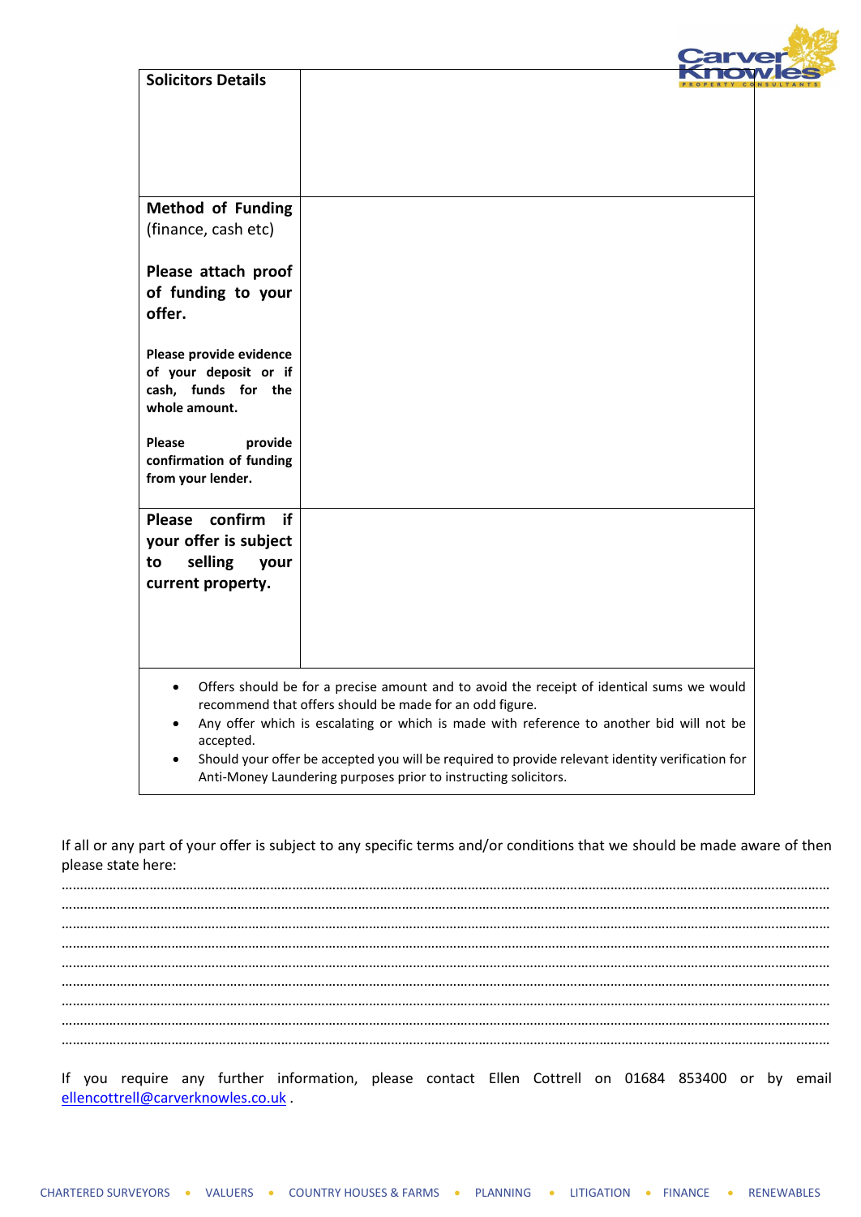| | |
|---|---|
| **Solicitors Details** | |
| **Method of Funding** (finance, cash etc)<br><br>**Please attach proof of funding to your offer.**<br><br>**Please provide evidence of your deposit or if cash, funds for the whole amount.**<br><br>**Please provide confirmation of funding from your lender.** | |
| **Please confirm if your offer is subject to selling your current property.** | |

- Offers should be for a precise amount and to avoid the receipt of identical sums we would recommend that offers should be made for an odd figure.
- Any offer which is escalating or which is made with reference to another bid will not be accepted.
- Should your offer be accepted you will be required to provide relevant identity verification for Anti-Money Laundering purposes prior to instructing solicitors.

If all or any part of your offer is subject to any specific terms and/or conditions that we should be made aware of then please state here:

……………………………………………………………………………………………………………………………………………………………

……………………………………………………………………………………………………………………………………………………………

……………………………………………………………………………………………………………………………………………………………

……………………………………………………………………………………………………………………………………………………………

……………………………………………………………………………………………………………………………………………………………

……………………………………………………………………………………………………………………………………………………………

……………………………………………………………………………………………………………………………………………………………

……………………………………………………………………………………………………………………………………………………………

……………………………………………………………………………………………………………………………………………………………

If you require any further information, please contact Ellen Cottrell on 01684 853400 or by email ellencottrell@carverknowles.co.uk .